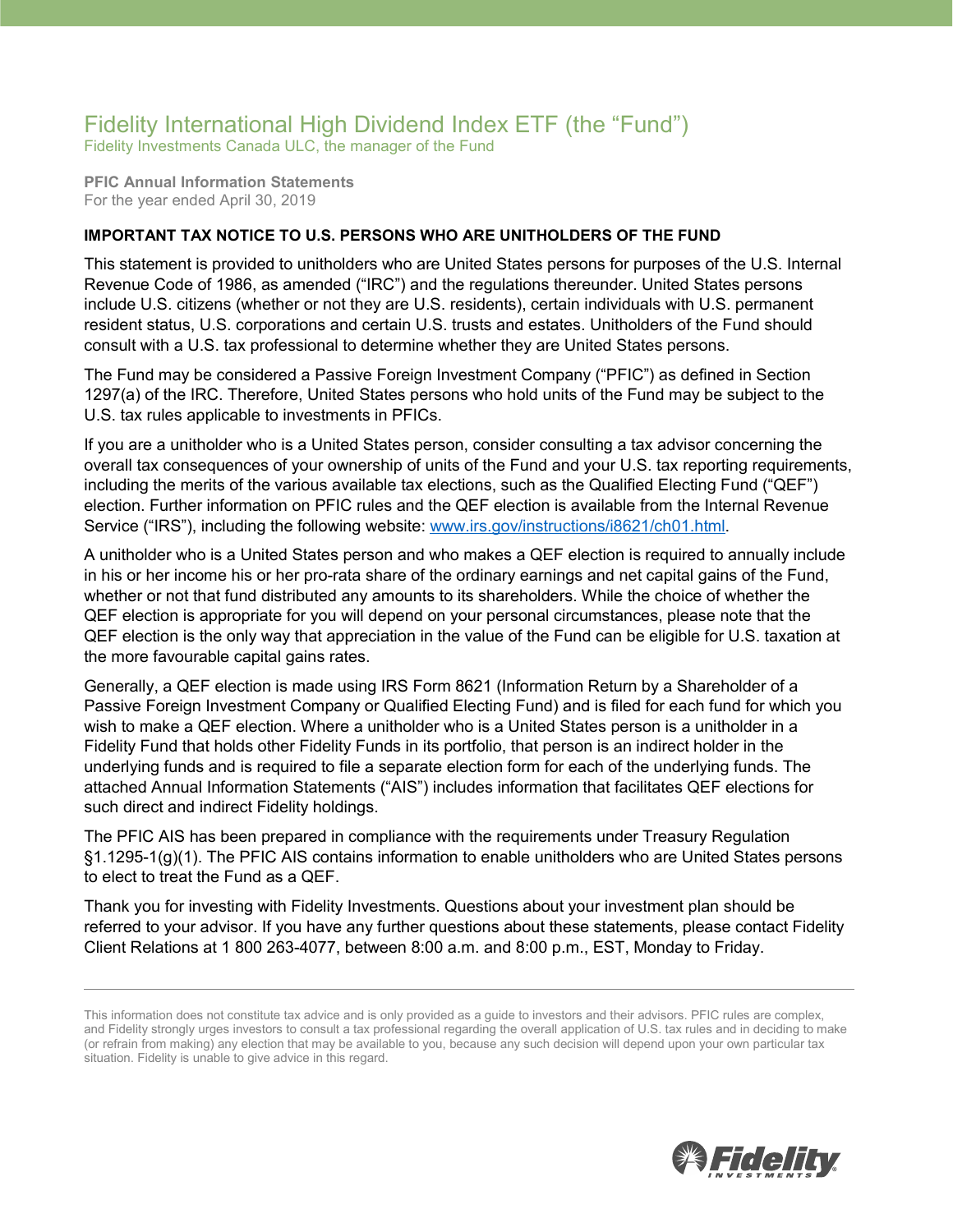# Fidelity International High Dividend Index ETF (the "Fund")

Fidelity Investments Canada ULC, the manager of the Fund

**PFIC Annual Information Statements**
For the year ended April 30, 2019

**IMPORTANT TAX NOTICE TO U.S. PERSONS WHO ARE UNITHOLDERS OF THE FUND**

This statement is provided to unitholders who are United States persons for purposes of the U.S. Internal Revenue Code of 1986, as amended ("IRC") and the regulations thereunder. United States persons include U.S. citizens (whether or not they are U.S. residents), certain individuals with U.S. permanent resident status, U.S. corporations and certain U.S. trusts and estates. Unitholders of the Fund should consult with a U.S. tax professional to determine whether they are United States persons.

The Fund may be considered a Passive Foreign Investment Company ("PFIC") as defined in Section 1297(a) of the IRC. Therefore, United States persons who hold units of the Fund may be subject to the U.S. tax rules applicable to investments in PFICs.

If you are a unitholder who is a United States person, consider consulting a tax advisor concerning the overall tax consequences of your ownership of units of the Fund and your U.S. tax reporting requirements, including the merits of the various available tax elections, such as the Qualified Electing Fund ("QEF") election. Further information on PFIC rules and the QEF election is available from the Internal Revenue Service ("IRS"), including the following website: www.irs.gov/instructions/i8621/ch01.html.

A unitholder who is a United States person and who makes a QEF election is required to annually include in his or her income his or her pro-rata share of the ordinary earnings and net capital gains of the Fund, whether or not that fund distributed any amounts to its shareholders. While the choice of whether the QEF election is appropriate for you will depend on your personal circumstances, please note that the QEF election is the only way that appreciation in the value of the Fund can be eligible for U.S. taxation at the more favourable capital gains rates.

Generally, a QEF election is made using IRS Form 8621 (Information Return by a Shareholder of a Passive Foreign Investment Company or Qualified Electing Fund) and is filed for each fund for which you wish to make a QEF election. Where a unitholder who is a United States person is a unitholder in a Fidelity Fund that holds other Fidelity Funds in its portfolio, that person is an indirect holder in the underlying funds and is required to file a separate election form for each of the underlying funds. The attached Annual Information Statements ("AIS") includes information that facilitates QEF elections for such direct and indirect Fidelity holdings.

The PFIC AIS has been prepared in compliance with the requirements under Treasury Regulation §1.1295-1(g)(1). The PFIC AIS contains information to enable unitholders who are United States persons to elect to treat the Fund as a QEF.

Thank you for investing with Fidelity Investments. Questions about your investment plan should be referred to your advisor. If you have any further questions about these statements, please contact Fidelity Client Relations at 1 800 263-4077, between 8:00 a.m. and 8:00 p.m., EST, Monday to Friday.

---

This information does not constitute tax advice and is only provided as a guide to investors and their advisors. PFIC rules are complex, and Fidelity strongly urges investors to consult a tax professional regarding the overall application of U.S. tax rules and in deciding to make (or refrain from making) any election that may be available to you, because any such decision will depend upon your own particular tax situation. Fidelity is unable to give advice in this regard.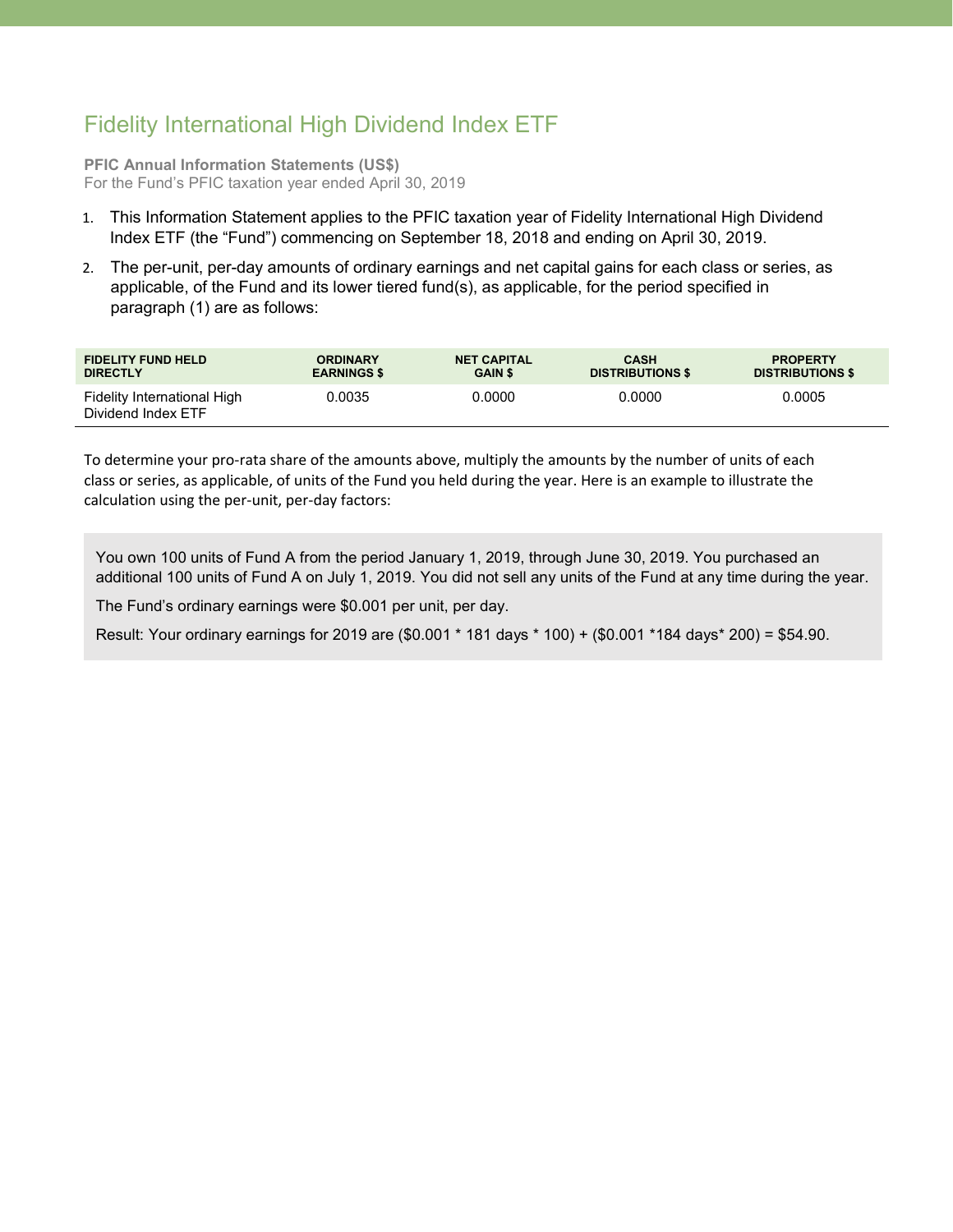# Fidelity International High Dividend Index ETF

**PFIC Annual Information Statements (US$)**
For the Fund's PFIC taxation year ended April 30, 2019

1. This Information Statement applies to the PFIC taxation year of Fidelity International High Dividend Index ETF (the "Fund") commencing on September 18, 2018 and ending on April 30, 2019.
2. The per-unit, per-day amounts of ordinary earnings and net capital gains for each class or series, as applicable, of the Fund and its lower tiered fund(s), as applicable, for the period specified in paragraph (1) are as follows:

| FIDELITY FUND HELD DIRECTLY | ORDINARY EARNINGS $ | NET CAPITAL GAIN $ | CASH DISTRIBUTIONS $ | PROPERTY DISTRIBUTIONS $ |
|---|---|---|---|---|
| Fidelity International High Dividend Index ETF | 0.0035 | 0.0000 | 0.0000 | 0.0005 |

To determine your pro-rata share of the amounts above, multiply the amounts by the number of units of each class or series, as applicable, of units of the Fund you held during the year. Here is an example to illustrate the calculation using the per-unit, per-day factors:

> You own 100 units of Fund A from the period January 1, 2019, through June 30, 2019. You purchased an additional 100 units of Fund A on July 1, 2019. You did not sell any units of the Fund at any time during the year.
>
> The Fund's ordinary earnings were $0.001 per unit, per day.
>
> Result: Your ordinary earnings for 2019 are ($0.001 * 181 days * 100) + ($0.001 *184 days* 200) = $54.90.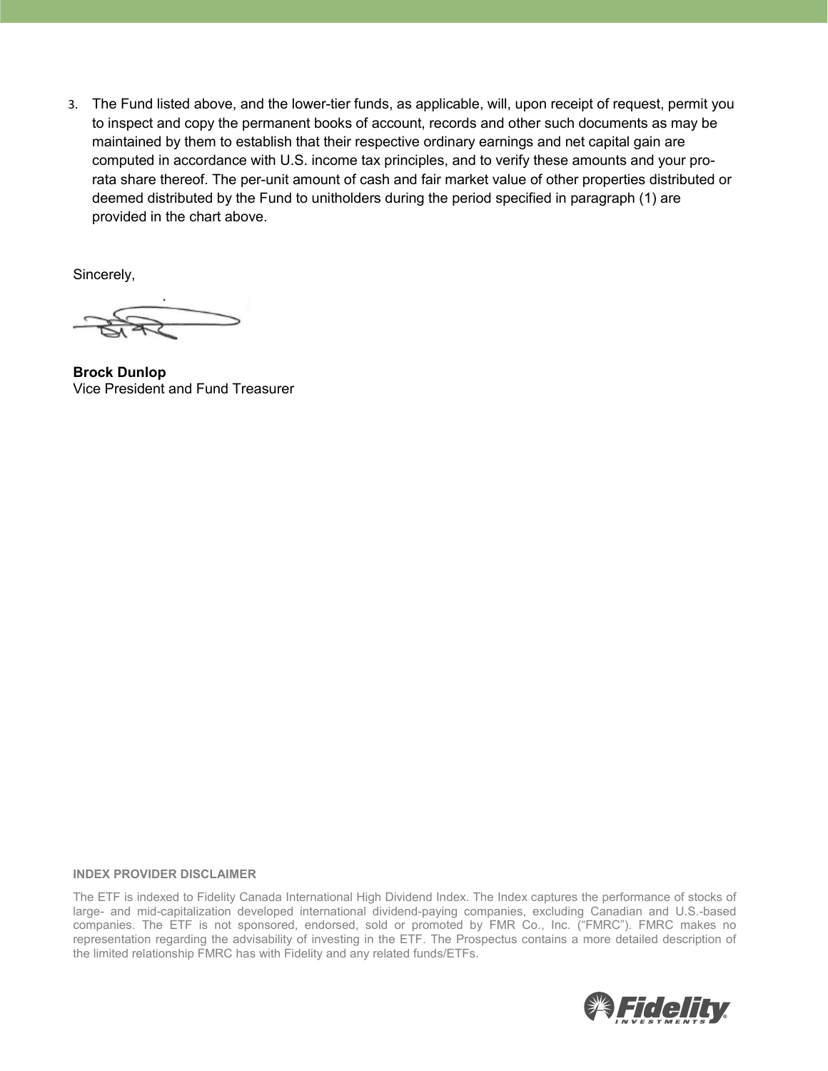3. The Fund listed above, and the lower-tier funds, as applicable, will, upon receipt of request, permit you to inspect and copy the permanent books of account, records and other such documents as may be maintained by them to establish that their respective ordinary earnings and net capital gain are computed in accordance with U.S. income tax principles, and to verify these amounts and your pro-rata share thereof. The per-unit amount of cash and fair market value of other properties distributed or deemed distributed by the Fund to unitholders during the period specified in paragraph (1) are provided in the chart above.

Sincerely,

**Brock Dunlop**
Vice President and Fund Treasurer

**INDEX PROVIDER DISCLAIMER**

The ETF is indexed to Fidelity Canada International High Dividend Index. The Index captures the performance of stocks of large- and mid-capitalization developed international dividend-paying companies, excluding Canadian and U.S.-based companies. The ETF is not sponsored, endorsed, sold or promoted by FMR Co., Inc. ("FMRC"). FMRC makes no representation regarding the advisability of investing in the ETF. The Prospectus contains a more detailed description of the limited relationship FMRC has with Fidelity and any related funds/ETFs.